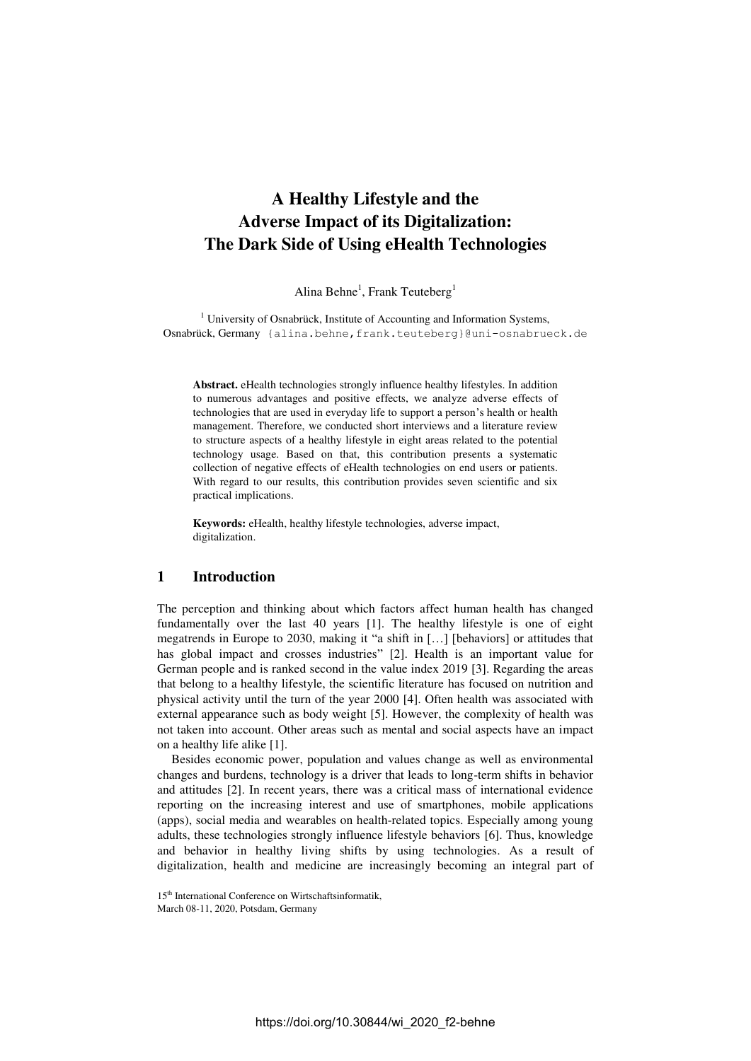# A Healthy Lifestyle and the Adverse Impact of its Digitalization: The Dark Side of Using eHealth Technologies

Alina Behne[1], Frank Teuteberg[1]

[1] University of Osnabrück, Institute of Accounting and Information Systems, Osnabrück, Germany {alina.behne,frank.teuteberg}@uni-osnabrueck.de

**Abstract.** eHealth technologies strongly influence healthy lifestyles. In addition to numerous advantages and positive effects, we analyze adverse effects of technologies that are used in everyday life to support a person's health or health management. Therefore, we conducted short interviews and a literature review to structure aspects of a healthy lifestyle in eight areas related to the potential technology usage. Based on that, this contribution presents a systematic collection of negative effects of eHealth technologies on end users or patients. With regard to our results, this contribution provides seven scientific and six practical implications.

**Keywords:** eHealth, healthy lifestyle technologies, adverse impact, digitalization.

## 1 Introduction

The perception and thinking about which factors affect human health has changed fundamentally over the last 40 years [1]. The healthy lifestyle is one of eight megatrends in Europe to 2030, making it "a shift in […] [behaviors] or attitudes that has global impact and crosses industries" [2]. Health is an important value for German people and is ranked second in the value index 2019 [3]. Regarding the areas that belong to a healthy lifestyle, the scientific literature has focused on nutrition and physical activity until the turn of the year 2000 [4]. Often health was associated with external appearance such as body weight [5]. However, the complexity of health was not taken into account. Other areas such as mental and social aspects have an impact on a healthy life alike [1].

Besides economic power, population and values change as well as environmental changes and burdens, technology is a driver that leads to long-term shifts in behavior and attitudes [2]. In recent years, there was a critical mass of international evidence reporting on the increasing interest and use of smartphones, mobile applications (apps), social media and wearables on health-related topics. Especially among young adults, these technologies strongly influence lifestyle behaviors [6]. Thus, knowledge and behavior in healthy living shifts by using technologies. As a result of digitalization, health and medicine are increasingly becoming an integral part of

15th International Conference on Wirtschaftsinformatik, March 08-11, 2020, Potsdam, Germany

https://doi.org/10.30844/wi_2020_f2-behne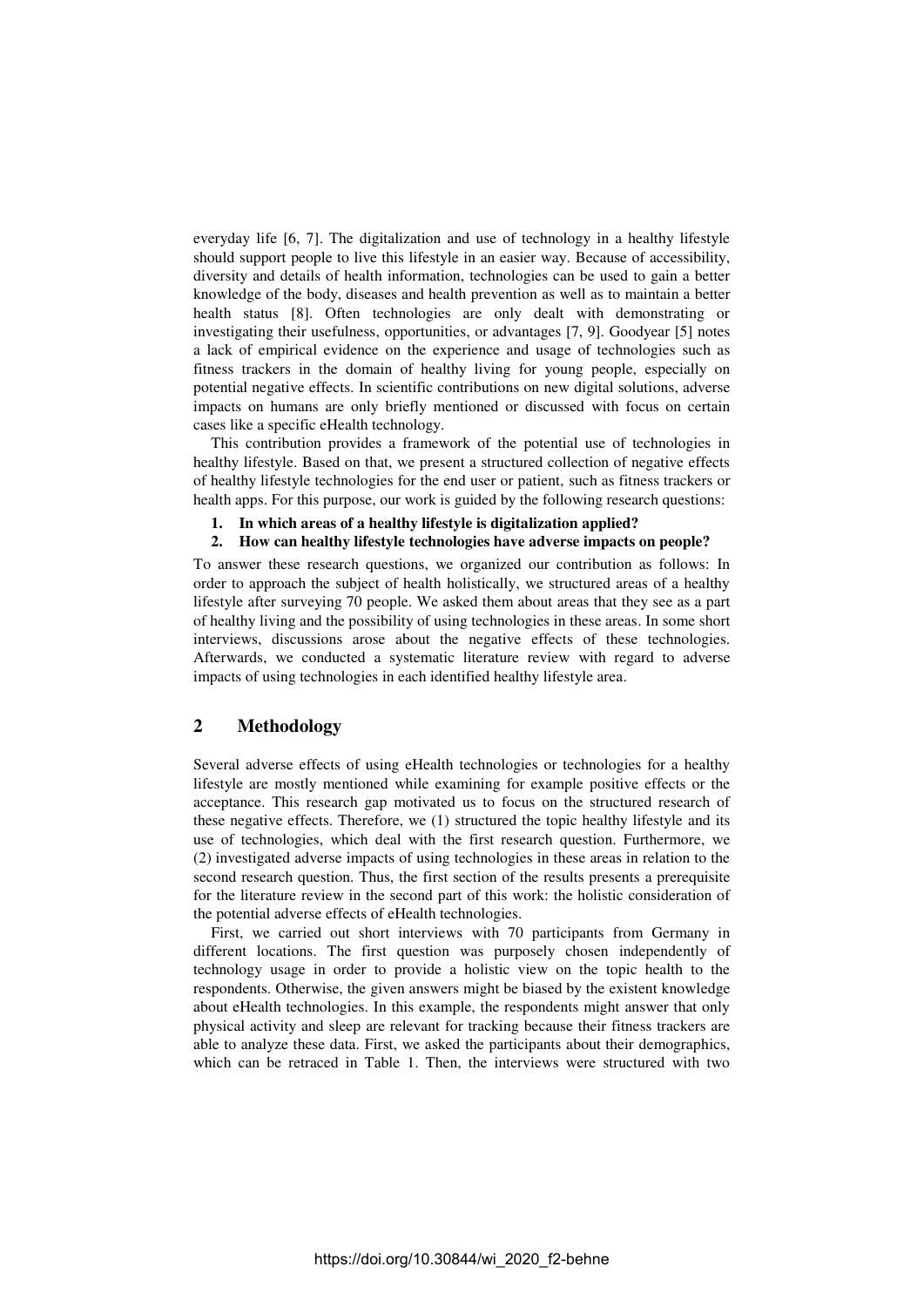everyday life [6, 7]. The digitalization and use of technology in a healthy lifestyle should support people to live this lifestyle in an easier way. Because of accessibility, diversity and details of health information, technologies can be used to gain a better knowledge of the body, diseases and health prevention as well as to maintain a better health status [8]. Often technologies are only dealt with demonstrating or investigating their usefulness, opportunities, or advantages [7, 9]. Goodyear [5] notes a lack of empirical evidence on the experience and usage of technologies such as fitness trackers in the domain of healthy living for young people, especially on potential negative effects. In scientific contributions on new digital solutions, adverse impacts on humans are only briefly mentioned or discussed with focus on certain cases like a specific eHealth technology.

This contribution provides a framework of the potential use of technologies in healthy lifestyle. Based on that, we present a structured collection of negative effects of healthy lifestyle technologies for the end user or patient, such as fitness trackers or health apps. For this purpose, our work is guided by the following research questions:

1. **In which areas of a healthy lifestyle is digitalization applied?**
2. **How can healthy lifestyle technologies have adverse impacts on people?**

To answer these research questions, we organized our contribution as follows: In order to approach the subject of health holistically, we structured areas of a healthy lifestyle after surveying 70 people. We asked them about areas that they see as a part of healthy living and the possibility of using technologies in these areas. In some short interviews, discussions arose about the negative effects of these technologies. Afterwards, we conducted a systematic literature review with regard to adverse impacts of using technologies in each identified healthy lifestyle area.

## 2 Methodology

Several adverse effects of using eHealth technologies or technologies for a healthy lifestyle are mostly mentioned while examining for example positive effects or the acceptance. This research gap motivated us to focus on the structured research of these negative effects. Therefore, we (1) structured the topic healthy lifestyle and its use of technologies, which deal with the first research question. Furthermore, we (2) investigated adverse impacts of using technologies in these areas in relation to the second research question. Thus, the first section of the results presents a prerequisite for the literature review in the second part of this work: the holistic consideration of the potential adverse effects of eHealth technologies.

First, we carried out short interviews with 70 participants from Germany in different locations. The first question was purposely chosen independently of technology usage in order to provide a holistic view on the topic health to the respondents. Otherwise, the given answers might be biased by the existent knowledge about eHealth technologies. In this example, the respondents might answer that only physical activity and sleep are relevant for tracking because their fitness trackers are able to analyze these data. First, we asked the participants about their demographics, which can be retraced in Table 1. Then, the interviews were structured with two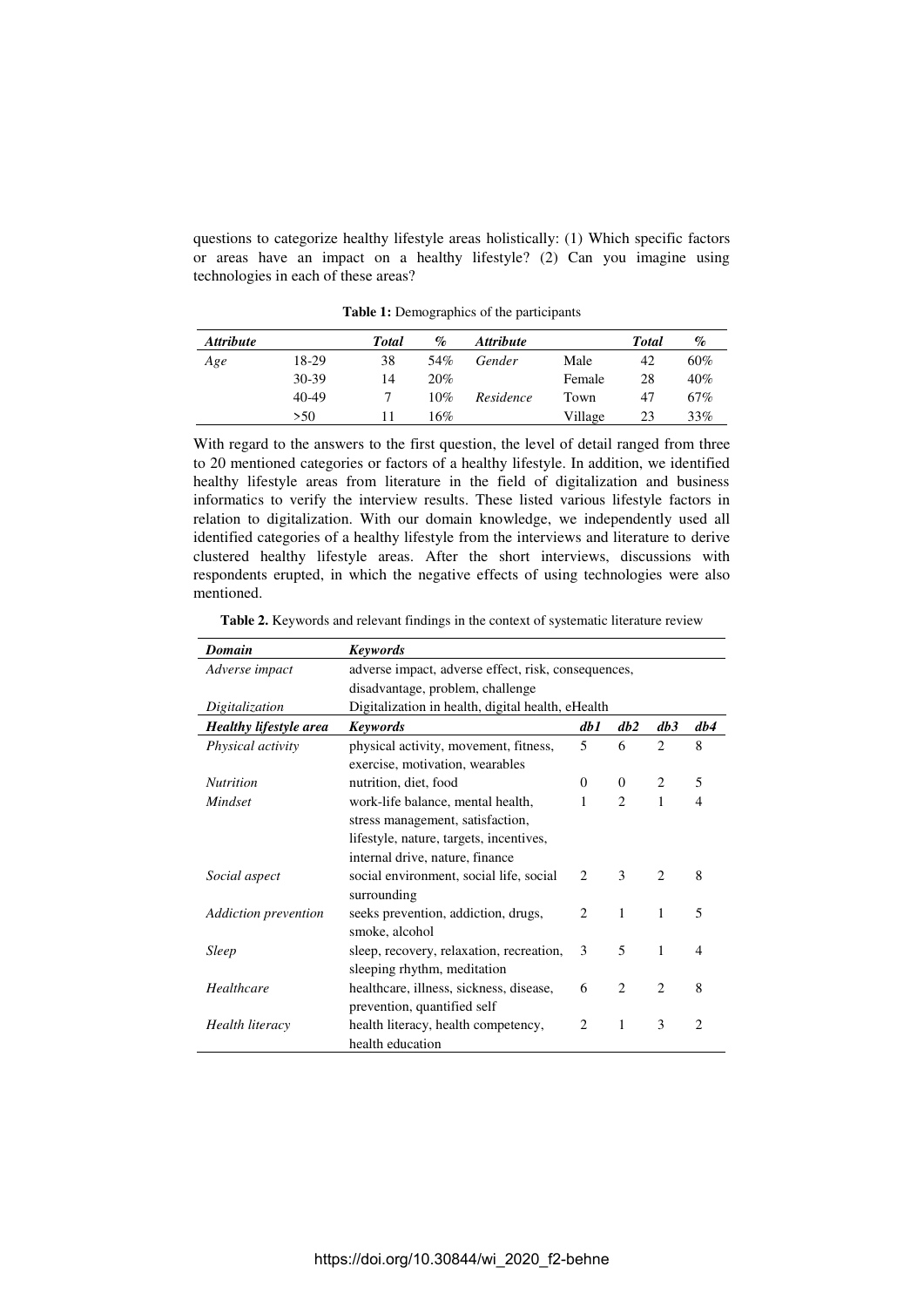questions to categorize healthy lifestyle areas holistically: (1) Which specific factors or areas have an impact on a healthy lifestyle? (2) Can you imagine using technologies in each of these areas?

**Table 1:** Demographics of the participants

| *Attribute* | | *Total* | *%* | *Attribute* | | *Total* | *%* |
|---|---|---|---|---|---|---|---|
| *Age* | 18-29 | 38 | 54% | *Gender* | Male | 42 | 60% |
| | 30-39 | 14 | 20% | | Female | 28 | 40% |
| | 40-49 | 7 | 10% | *Residence* | Town | 47 | 67% |
| | >50 | 11 | 16% | | Village | 23 | 33% |

With regard to the answers to the first question, the level of detail ranged from three to 20 mentioned categories or factors of a healthy lifestyle. In addition, we identified healthy lifestyle areas from literature in the field of digitalization and business informatics to verify the interview results. These listed various lifestyle factors in relation to digitalization. With our domain knowledge, we independently used all identified categories of a healthy lifestyle from the interviews and literature to derive clustered healthy lifestyle areas. After the short interviews, discussions with respondents erupted, in which the negative effects of using technologies were also mentioned.

**Table 2.** Keywords and relevant findings in the context of systematic literature review

| *Domain* | *Keywords* | | | | |
|---|---|---|---|---|---|
| *Adverse impact* | adverse impact, adverse effect, risk, consequences, disadvantage, problem, challenge | | | | |
| *Digitalization* | Digitalization in health, digital health, eHealth | | | | |
| ***Healthy lifestyle area*** | ***Keywords*** | ***db1*** | ***db2*** | ***db3*** | ***db4*** |
| *Physical activity* | physical activity, movement, fitness, exercise, motivation, wearables | 5 | 6 | 2 | 8 |
| *Nutrition* | nutrition, diet, food | 0 | 0 | 2 | 5 |
| *Mindset* | work-life balance, mental health, stress management, satisfaction, lifestyle, nature, targets, incentives, internal drive, nature, finance | 1 | 2 | 1 | 4 |
| *Social aspect* | social environment, social life, social surrounding | 2 | 3 | 2 | 8 |
| *Addiction prevention* | seeks prevention, addiction, drugs, smoke, alcohol | 2 | 1 | 1 | 5 |
| *Sleep* | sleep, recovery, relaxation, recreation, sleeping rhythm, meditation | 3 | 5 | 1 | 4 |
| *Healthcare* | healthcare, illness, sickness, disease, prevention, quantified self | 6 | 2 | 2 | 8 |
| *Health literacy* | health literacy, health competency, health education | 2 | 1 | 3 | 2 |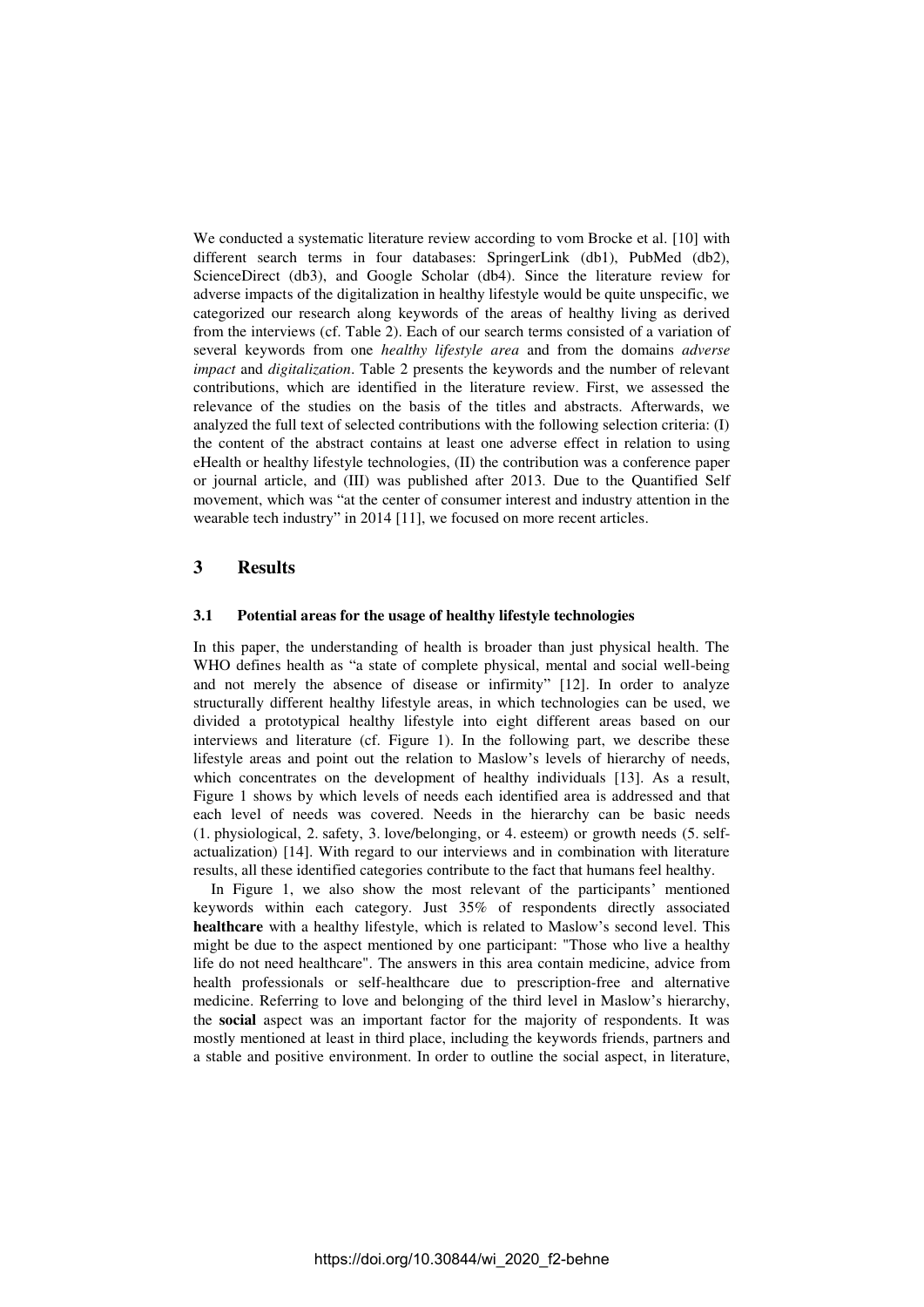We conducted a systematic literature review according to vom Brocke et al. [10] with different search terms in four databases: SpringerLink (db1), PubMed (db2), ScienceDirect (db3), and Google Scholar (db4). Since the literature review for adverse impacts of the digitalization in healthy lifestyle would be quite unspecific, we categorized our research along keywords of the areas of healthy living as derived from the interviews (cf. Table 2). Each of our search terms consisted of a variation of several keywords from one *healthy lifestyle area* and from the domains *adverse impact* and *digitalization*. Table 2 presents the keywords and the number of relevant contributions, which are identified in the literature review. First, we assessed the relevance of the studies on the basis of the titles and abstracts. Afterwards, we analyzed the full text of selected contributions with the following selection criteria: (I) the content of the abstract contains at least one adverse effect in relation to using eHealth or healthy lifestyle technologies, (II) the contribution was a conference paper or journal article, and (III) was published after 2013. Due to the Quantified Self movement, which was "at the center of consumer interest and industry attention in the wearable tech industry" in 2014 [11], we focused on more recent articles.

## 3 Results

### 3.1 Potential areas for the usage of healthy lifestyle technologies

In this paper, the understanding of health is broader than just physical health. The WHO defines health as "a state of complete physical, mental and social well-being and not merely the absence of disease or infirmity" [12]. In order to analyze structurally different healthy lifestyle areas, in which technologies can be used, we divided a prototypical healthy lifestyle into eight different areas based on our interviews and literature (cf. Figure 1). In the following part, we describe these lifestyle areas and point out the relation to Maslow's levels of hierarchy of needs, which concentrates on the development of healthy individuals [13]. As a result, Figure 1 shows by which levels of needs each identified area is addressed and that each level of needs was covered. Needs in the hierarchy can be basic needs (1. physiological, 2. safety, 3. love/belonging, or 4. esteem) or growth needs (5. self-actualization) [14]. With regard to our interviews and in combination with literature results, all these identified categories contribute to the fact that humans feel healthy.

In Figure 1, we also show the most relevant of the participants' mentioned keywords within each category. Just 35% of respondents directly associated **healthcare** with a healthy lifestyle, which is related to Maslow's second level. This might be due to the aspect mentioned by one participant: "Those who live a healthy life do not need healthcare". The answers in this area contain medicine, advice from health professionals or self-healthcare due to prescription-free and alternative medicine. Referring to love and belonging of the third level in Maslow's hierarchy, the **social** aspect was an important factor for the majority of respondents. It was mostly mentioned at least in third place, including the keywords friends, partners and a stable and positive environment. In order to outline the social aspect, in literature,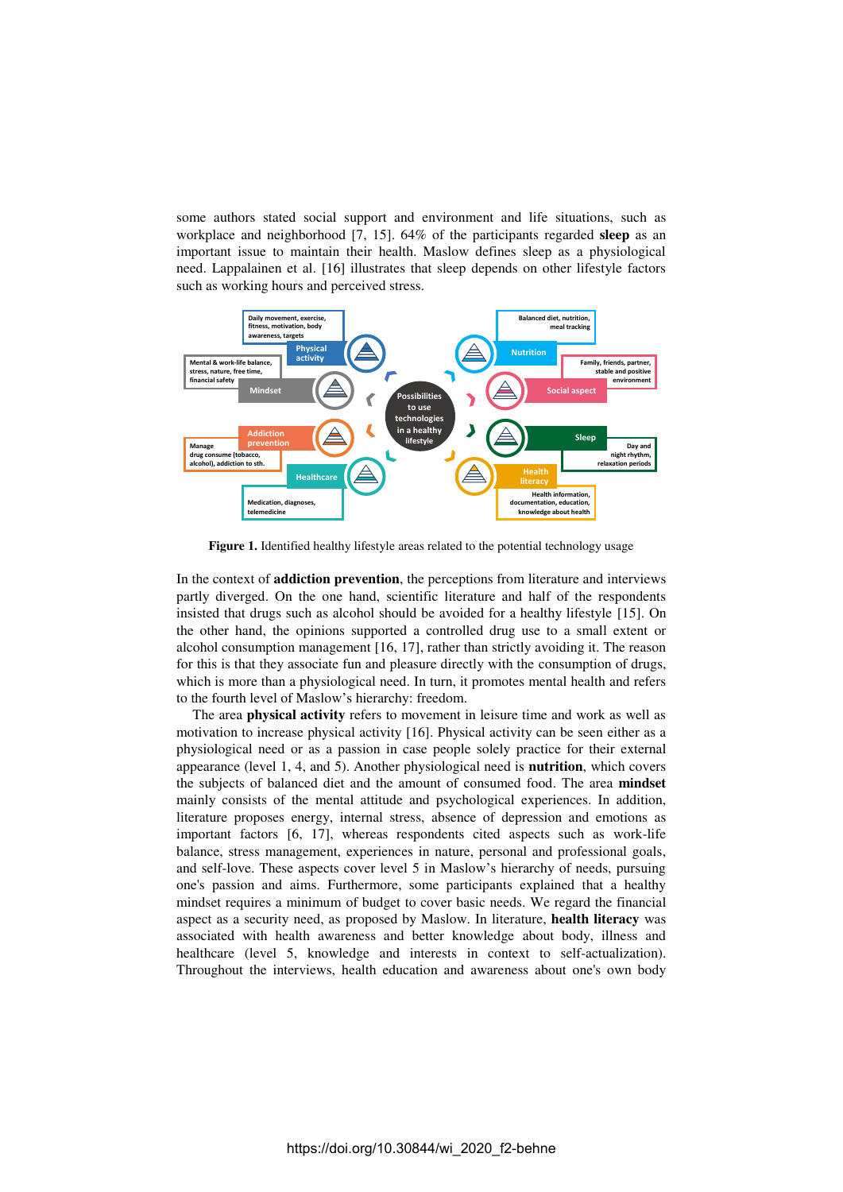some authors stated social support and environment and life situations, such as workplace and neighborhood [7, 15]. 64% of the participants regarded **sleep** as an important issue to maintain their health. Maslow defines sleep as a physiological need. Lappalainen et al. [16] illustrates that sleep depends on other lifestyle factors such as working hours and perceived stress.

**Figure 1.** Identified healthy lifestyle areas related to the potential technology usage

In the context of **addiction prevention**, the perceptions from literature and interviews partly diverged. On the one hand, scientific literature and half of the respondents insisted that drugs such as alcohol should be avoided for a healthy lifestyle [15]. On the other hand, the opinions supported a controlled drug use to a small extent or alcohol consumption management [16, 17], rather than strictly avoiding it. The reason for this is that they associate fun and pleasure directly with the consumption of drugs, which is more than a physiological need. In turn, it promotes mental health and refers to the fourth level of Maslow's hierarchy: freedom.

The area **physical activity** refers to movement in leisure time and work as well as motivation to increase physical activity [16]. Physical activity can be seen either as a physiological need or as a passion in case people solely practice for their external appearance (level 1, 4, and 5). Another physiological need is **nutrition**, which covers the subjects of balanced diet and the amount of consumed food. The area **mindset** mainly consists of the mental attitude and psychological experiences. In addition, literature proposes energy, internal stress, absence of depression and emotions as important factors [6, 17], whereas respondents cited aspects such as work-life balance, stress management, experiences in nature, personal and professional goals, and self-love. These aspects cover level 5 in Maslow's hierarchy of needs, pursuing one's passion and aims. Furthermore, some participants explained that a healthy mindset requires a minimum of budget to cover basic needs. We regard the financial aspect as a security need, as proposed by Maslow. In literature, **health literacy** was associated with health awareness and better knowledge about body, illness and healthcare (level 5, knowledge and interests in context to self-actualization). Throughout the interviews, health education and awareness about one's own body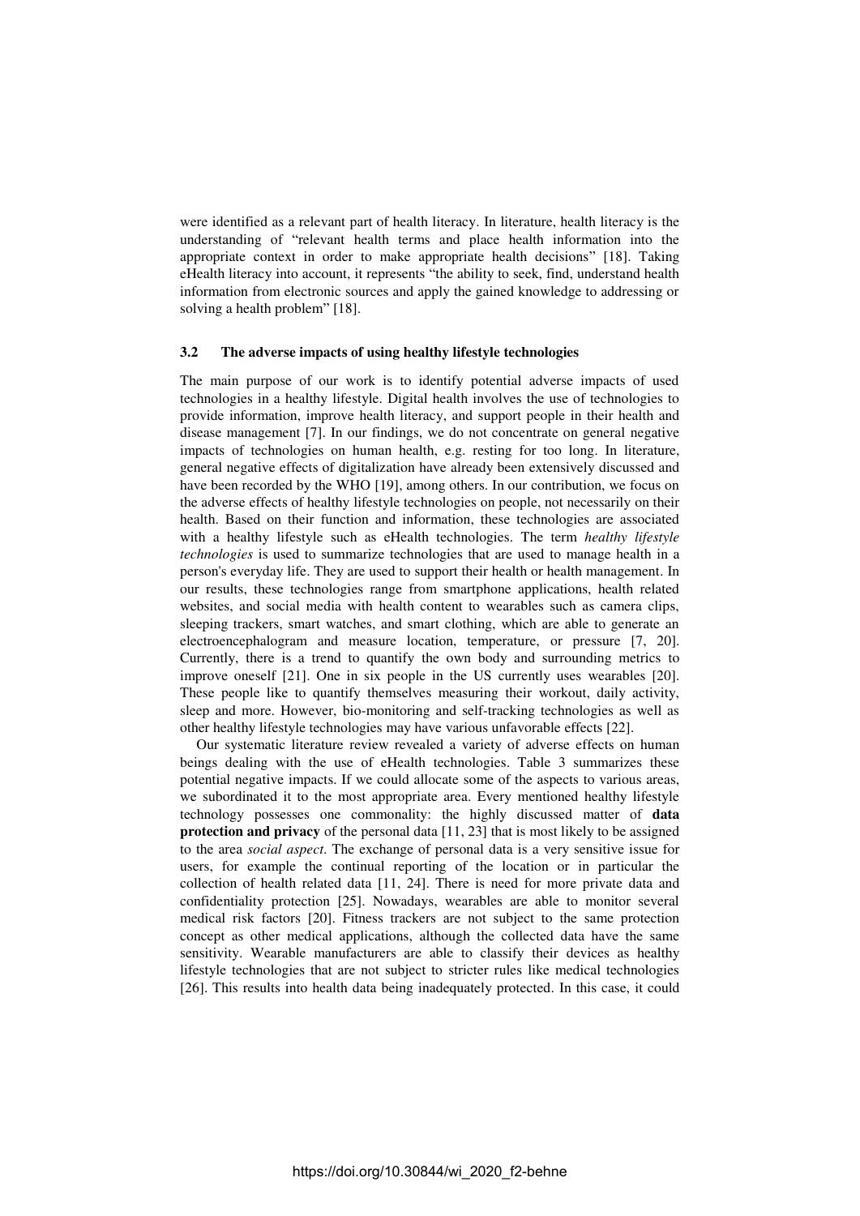were identified as a relevant part of health literacy. In literature, health literacy is the understanding of "relevant health terms and place health information into the appropriate context in order to make appropriate health decisions" [18]. Taking eHealth literacy into account, it represents "the ability to seek, find, understand health information from electronic sources and apply the gained knowledge to addressing or solving a health problem" [18].

### 3.2 The adverse impacts of using healthy lifestyle technologies

The main purpose of our work is to identify potential adverse impacts of used technologies in a healthy lifestyle. Digital health involves the use of technologies to provide information, improve health literacy, and support people in their health and disease management [7]. In our findings, we do not concentrate on general negative impacts of technologies on human health, e.g. resting for too long. In literature, general negative effects of digitalization have already been extensively discussed and have been recorded by the WHO [19], among others. In our contribution, we focus on the adverse effects of healthy lifestyle technologies on people, not necessarily on their health. Based on their function and information, these technologies are associated with a healthy lifestyle such as eHealth technologies. The term *healthy lifestyle technologies* is used to summarize technologies that are used to manage health in a person's everyday life. They are used to support their health or health management. In our results, these technologies range from smartphone applications, health related websites, and social media with health content to wearables such as camera clips, sleeping trackers, smart watches, and smart clothing, which are able to generate an electroencephalogram and measure location, temperature, or pressure [7, 20]. Currently, there is a trend to quantify the own body and surrounding metrics to improve oneself [21]. One in six people in the US currently uses wearables [20]. These people like to quantify themselves measuring their workout, daily activity, sleep and more. However, bio-monitoring and self-tracking technologies as well as other healthy lifestyle technologies may have various unfavorable effects [22].

Our systematic literature review revealed a variety of adverse effects on human beings dealing with the use of eHealth technologies. Table 3 summarizes these potential negative impacts. If we could allocate some of the aspects to various areas, we subordinated it to the most appropriate area. Every mentioned healthy lifestyle technology possesses one commonality: the highly discussed matter of **data protection and privacy** of the personal data [11, 23] that is most likely to be assigned to the area *social aspect*. The exchange of personal data is a very sensitive issue for users, for example the continual reporting of the location or in particular the collection of health related data [11, 24]. There is need for more private data and confidentiality protection [25]. Nowadays, wearables are able to monitor several medical risk factors [20]. Fitness trackers are not subject to the same protection concept as other medical applications, although the collected data have the same sensitivity. Wearable manufacturers are able to classify their devices as healthy lifestyle technologies that are not subject to stricter rules like medical technologies [26]. This results into health data being inadequately protected. In this case, it could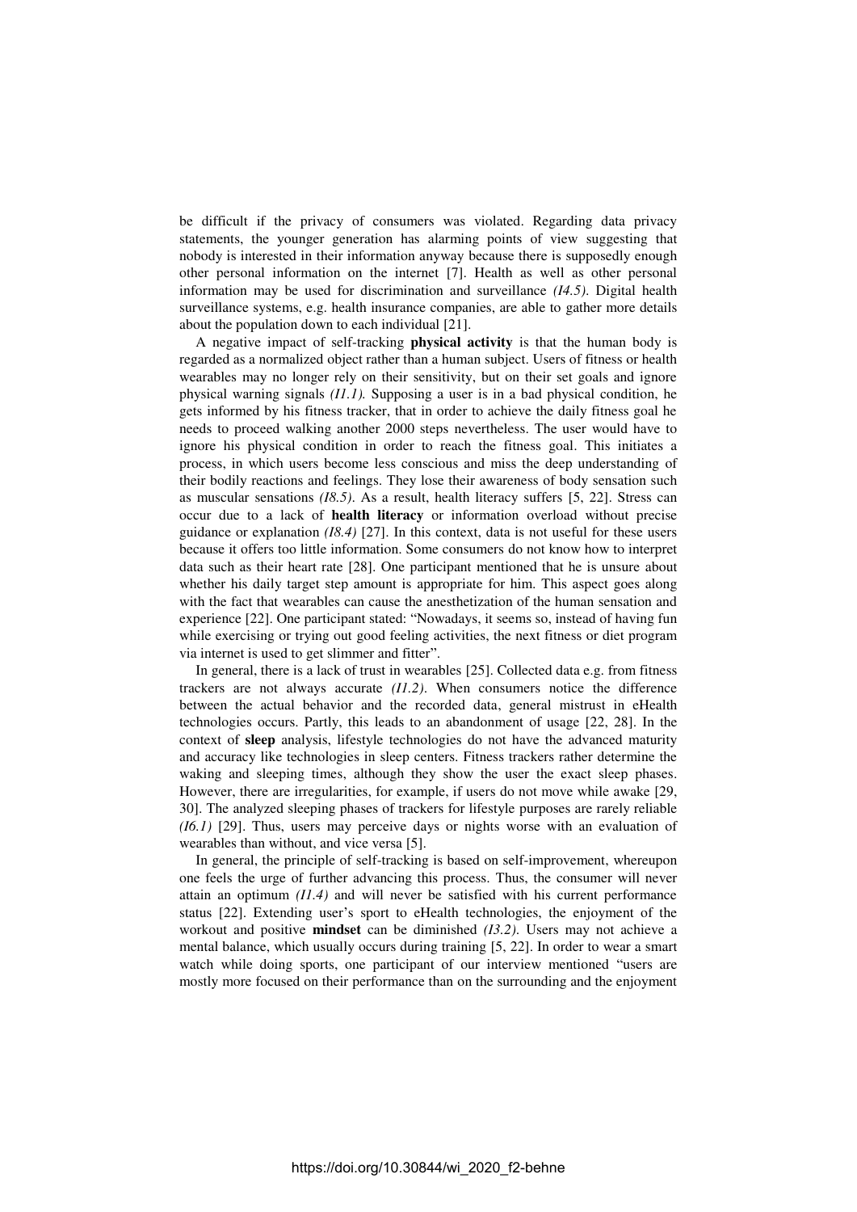be difficult if the privacy of consumers was violated. Regarding data privacy statements, the younger generation has alarming points of view suggesting that nobody is interested in their information anyway because there is supposedly enough other personal information on the internet [7]. Health as well as other personal information may be used for discrimination and surveillance *(I4.5)*. Digital health surveillance systems, e.g. health insurance companies, are able to gather more details about the population down to each individual [21].

A negative impact of self-tracking **physical activity** is that the human body is regarded as a normalized object rather than a human subject. Users of fitness or health wearables may no longer rely on their sensitivity, but on their set goals and ignore physical warning signals *(I1.1).* Supposing a user is in a bad physical condition, he gets informed by his fitness tracker, that in order to achieve the daily fitness goal he needs to proceed walking another 2000 steps nevertheless. The user would have to ignore his physical condition in order to reach the fitness goal. This initiates a process, in which users become less conscious and miss the deep understanding of their bodily reactions and feelings. They lose their awareness of body sensation such as muscular sensations *(I8.5)*. As a result, health literacy suffers [5, 22]. Stress can occur due to a lack of **health literacy** or information overload without precise guidance or explanation *(I8.4)* [27]. In this context, data is not useful for these users because it offers too little information. Some consumers do not know how to interpret data such as their heart rate [28]. One participant mentioned that he is unsure about whether his daily target step amount is appropriate for him. This aspect goes along with the fact that wearables can cause the anesthetization of the human sensation and experience [22]. One participant stated: "Nowadays, it seems so, instead of having fun while exercising or trying out good feeling activities, the next fitness or diet program via internet is used to get slimmer and fitter".

In general, there is a lack of trust in wearables [25]. Collected data e.g. from fitness trackers are not always accurate *(I1.2)*. When consumers notice the difference between the actual behavior and the recorded data, general mistrust in eHealth technologies occurs. Partly, this leads to an abandonment of usage [22, 28]. In the context of **sleep** analysis, lifestyle technologies do not have the advanced maturity and accuracy like technologies in sleep centers. Fitness trackers rather determine the waking and sleeping times, although they show the user the exact sleep phases. However, there are irregularities, for example, if users do not move while awake [29, 30]. The analyzed sleeping phases of trackers for lifestyle purposes are rarely reliable *(I6.1)* [29]. Thus, users may perceive days or nights worse with an evaluation of wearables than without, and vice versa [5].

In general, the principle of self-tracking is based on self-improvement, whereupon one feels the urge of further advancing this process. Thus, the consumer will never attain an optimum *(I1.4)* and will never be satisfied with his current performance status [22]. Extending user's sport to eHealth technologies, the enjoyment of the workout and positive **mindset** can be diminished *(I3.2)*. Users may not achieve a mental balance, which usually occurs during training [5, 22]. In order to wear a smart watch while doing sports, one participant of our interview mentioned "users are mostly more focused on their performance than on the surrounding and the enjoyment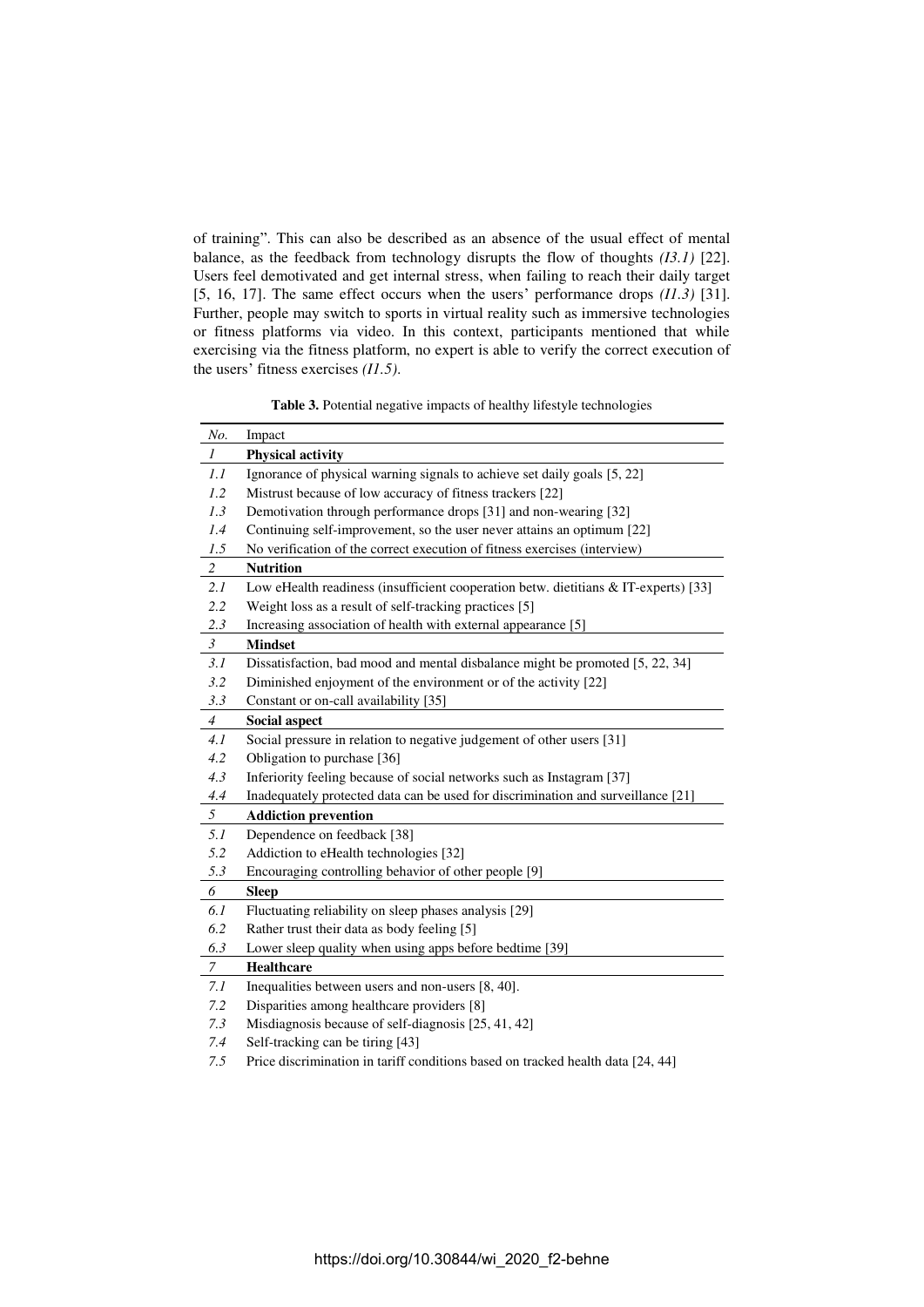of training". This can also be described as an absence of the usual effect of mental balance, as the feedback from technology disrupts the flow of thoughts *(I3.1)* [22]. Users feel demotivated and get internal stress, when failing to reach their daily target [5, 16, 17]. The same effect occurs when the users' performance drops *(I1.3)* [31]. Further, people may switch to sports in virtual reality such as immersive technologies or fitness platforms via video. In this context, participants mentioned that while exercising via the fitness platform, no expert is able to verify the correct execution of the users' fitness exercises *(I1.5)*.

**Table 3.** Potential negative impacts of healthy lifestyle technologies

| *No.* | Impact |
|---|---|
| *1* | **Physical activity** |
| *1.1* | Ignorance of physical warning signals to achieve set daily goals [5, 22] |
| *1.2* | Mistrust because of low accuracy of fitness trackers [22] |
| *1.3* | Demotivation through performance drops [31] and non-wearing [32] |
| *1.4* | Continuing self-improvement, so the user never attains an optimum [22] |
| *1.5* | No verification of the correct execution of fitness exercises (interview) |
| *2* | **Nutrition** |
| *2.1* | Low eHealth readiness (insufficient cooperation betw. dietitians & IT-experts) [33] |
| *2.2* | Weight loss as a result of self-tracking practices [5] |
| *2.3* | Increasing association of health with external appearance [5] |
| *3* | **Mindset** |
| *3.1* | Dissatisfaction, bad mood and mental disbalance might be promoted [5, 22, 34] |
| *3.2* | Diminished enjoyment of the environment or of the activity [22] |
| *3.3* | Constant or on-call availability [35] |
| *4* | **Social aspect** |
| *4.1* | Social pressure in relation to negative judgement of other users [31] |
| *4.2* | Obligation to purchase [36] |
| *4.3* | Inferiority feeling because of social networks such as Instagram [37] |
| *4.4* | Inadequately protected data can be used for discrimination and surveillance [21] |
| *5* | **Addiction prevention** |
| *5.1* | Dependence on feedback [38] |
| *5.2* | Addiction to eHealth technologies [32] |
| *5.3* | Encouraging controlling behavior of other people [9] |
| *6* | **Sleep** |
| *6.1* | Fluctuating reliability on sleep phases analysis [29] |
| *6.2* | Rather trust their data as body feeling [5] |
| *6.3* | Lower sleep quality when using apps before bedtime [39] |
| *7* | **Healthcare** |
| *7.1* | Inequalities between users and non-users [8, 40]. |
| *7.2* | Disparities among healthcare providers [8] |
| *7.3* | Misdiagnosis because of self-diagnosis [25, 41, 42] |
| *7.4* | Self-tracking can be tiring [43] |
| *7.5* | Price discrimination in tariff conditions based on tracked health data [24, 44] |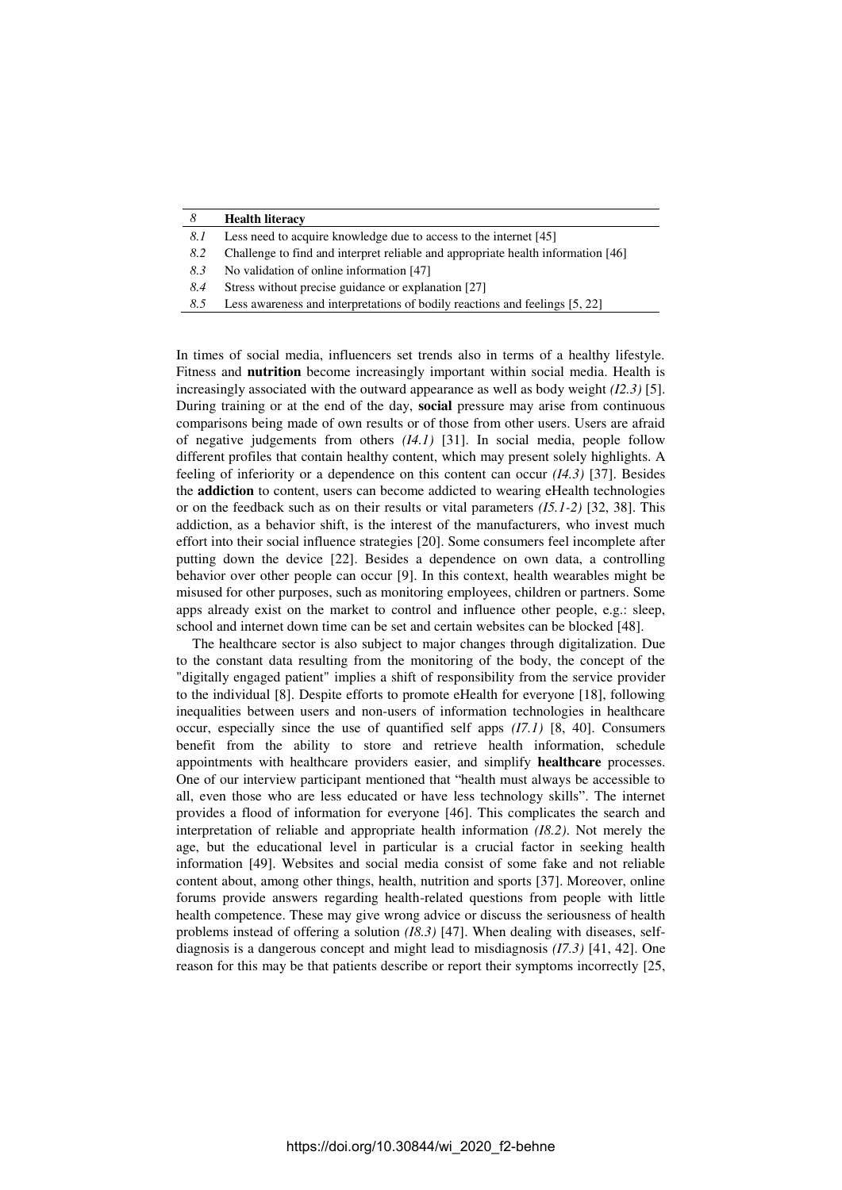| 8 | **Health literacy** |
| --- | --- |
| *8.1* | Less need to acquire knowledge due to access to the internet [45] |
| *8.2* | Challenge to find and interpret reliable and appropriate health information [46] |
| *8.3* | No validation of online information [47] |
| *8.4* | Stress without precise guidance or explanation [27] |
| *8.5* | Less awareness and interpretations of bodily reactions and feelings [5, 22] |

In times of social media, influencers set trends also in terms of a healthy lifestyle. Fitness and **nutrition** become increasingly important within social media. Health is increasingly associated with the outward appearance as well as body weight *(I2.3)* [5]. During training or at the end of the day, **social** pressure may arise from continuous comparisons being made of own results or of those from other users. Users are afraid of negative judgements from others *(I4.1)* [31]. In social media, people follow different profiles that contain healthy content, which may present solely highlights. A feeling of inferiority or a dependence on this content can occur *(I4.3)* [37]. Besides the **addiction** to content, users can become addicted to wearing eHealth technologies or on the feedback such as on their results or vital parameters *(I5.1-2)* [32, 38]. This addiction, as a behavior shift, is the interest of the manufacturers, who invest much effort into their social influence strategies [20]. Some consumers feel incomplete after putting down the device [22]. Besides a dependence on own data, a controlling behavior over other people can occur [9]. In this context, health wearables might be misused for other purposes, such as monitoring employees, children or partners. Some apps already exist on the market to control and influence other people, e.g.: sleep, school and internet down time can be set and certain websites can be blocked [48].

The healthcare sector is also subject to major changes through digitalization. Due to the constant data resulting from the monitoring of the body, the concept of the "digitally engaged patient" implies a shift of responsibility from the service provider to the individual [8]. Despite efforts to promote eHealth for everyone [18], following inequalities between users and non-users of information technologies in healthcare occur, especially since the use of quantified self apps *(I7.1)* [8, 40]. Consumers benefit from the ability to store and retrieve health information, schedule appointments with healthcare providers easier, and simplify **healthcare** processes. One of our interview participant mentioned that "health must always be accessible to all, even those who are less educated or have less technology skills". The internet provides a flood of information for everyone [46]. This complicates the search and interpretation of reliable and appropriate health information *(I8.2)*. Not merely the age, but the educational level in particular is a crucial factor in seeking health information [49]. Websites and social media consist of some fake and not reliable content about, among other things, health, nutrition and sports [37]. Moreover, online forums provide answers regarding health-related questions from people with little health competence. These may give wrong advice or discuss the seriousness of health problems instead of offering a solution *(I8.3)* [47]. When dealing with diseases, self-diagnosis is a dangerous concept and might lead to misdiagnosis *(I7.3)* [41, 42]. One reason for this may be that patients describe or report their symptoms incorrectly [25,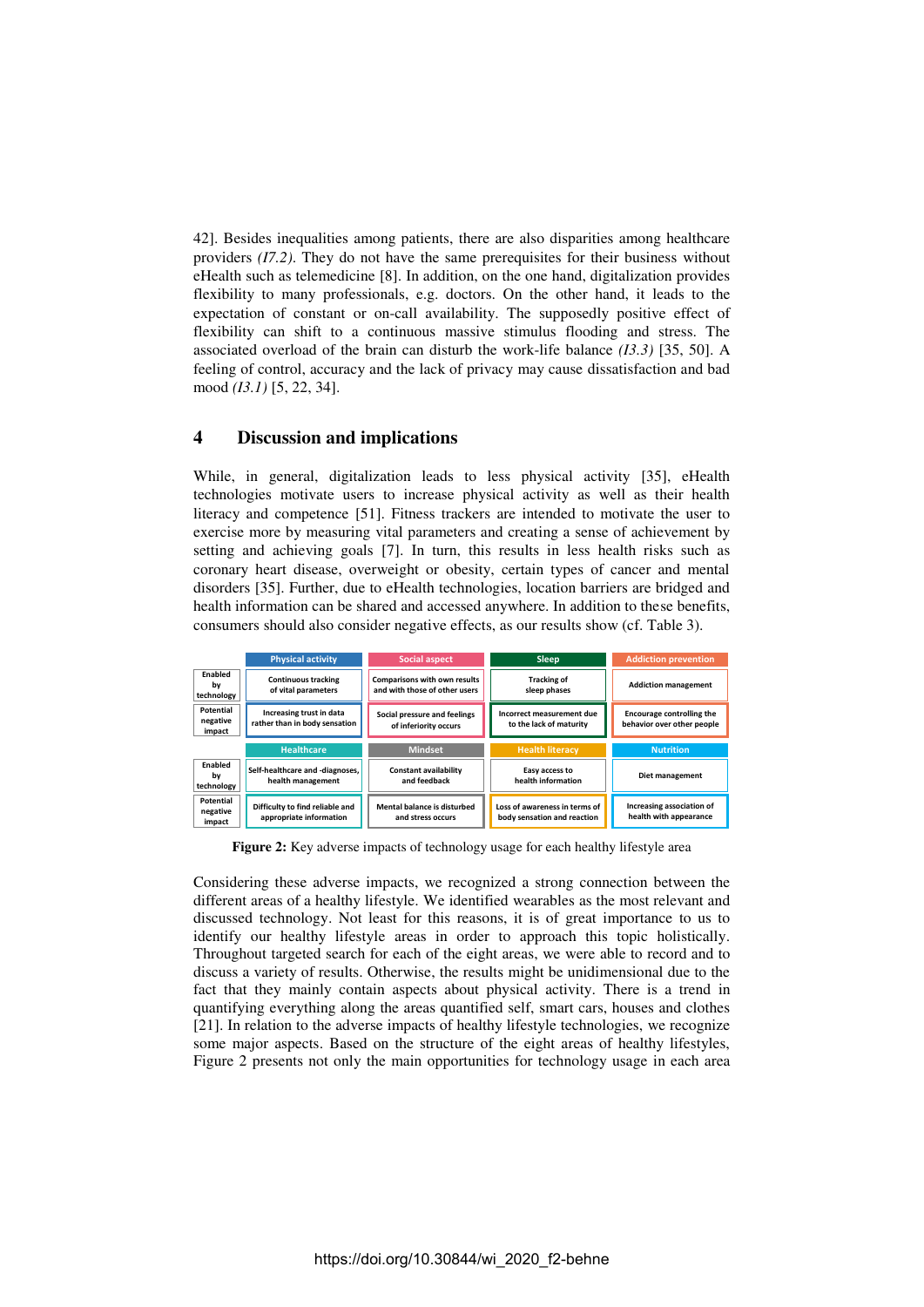42]. Besides inequalities among patients, there are also disparities among healthcare providers *(I7.2)*. They do not have the same prerequisites for their business without eHealth such as telemedicine [8]. In addition, on the one hand, digitalization provides flexibility to many professionals, e.g. doctors. On the other hand, it leads to the expectation of constant or on-call availability. The supposedly positive effect of flexibility can shift to a continuous massive stimulus flooding and stress. The associated overload of the brain can disturb the work-life balance *(I3.3)* [35, 50]. A feeling of control, accuracy and the lack of privacy may cause dissatisfaction and bad mood *(I3.1)* [5, 22, 34].

## 4 Discussion and implications

While, in general, digitalization leads to less physical activity [35], eHealth technologies motivate users to increase physical activity as well as their health literacy and competence [51]. Fitness trackers are intended to motivate the user to exercise more by measuring vital parameters and creating a sense of achievement by setting and achieving goals [7]. In turn, this results in less health risks such as coronary heart disease, overweight or obesity, certain types of cancer and mental disorders [35]. Further, due to eHealth technologies, location barriers are bridged and health information can be shared and accessed anywhere. In addition to these benefits, consumers should also consider negative effects, as our results show (cf. Table 3).

| | Physical activity | Social aspect | Sleep | Addiction prevention |
|---|---|---|---|---|
| Enabled by technology | Continuous tracking of vital parameters | Comparisons with own results and with those of other users | Tracking of sleep phases | Addiction management |
| Potential negative impact | Increasing trust in data rather than in body sensation | Social pressure and feelings of inferiority occurs | Incorrect measurement due to the lack of maturity | Encourage controlling the behavior over other people |
| | **Healthcare** | **Mindset** | **Health literacy** | **Nutrition** |
| Enabled by technology | Self-healthcare and -diagnoses, health management | Constant availability and feedback | Easy access to health information | Diet management |
| Potential negative impact | Difficulty to find reliable and appropriate information | Mental balance is disturbed and stress occurs | Loss of awareness in terms of body sensation and reaction | Increasing association of health with appearance |

**Figure 2:** Key adverse impacts of technology usage for each healthy lifestyle area

Considering these adverse impacts, we recognized a strong connection between the different areas of a healthy lifestyle. We identified wearables as the most relevant and discussed technology. Not least for this reasons, it is of great importance to us to identify our healthy lifestyle areas in order to approach this topic holistically. Throughout targeted search for each of the eight areas, we were able to record and to discuss a variety of results. Otherwise, the results might be unidimensional due to the fact that they mainly contain aspects about physical activity. There is a trend in quantifying everything along the areas quantified self, smart cars, houses and clothes [21]. In relation to the adverse impacts of healthy lifestyle technologies, we recognize some major aspects. Based on the structure of the eight areas of healthy lifestyles, Figure 2 presents not only the main opportunities for technology usage in each area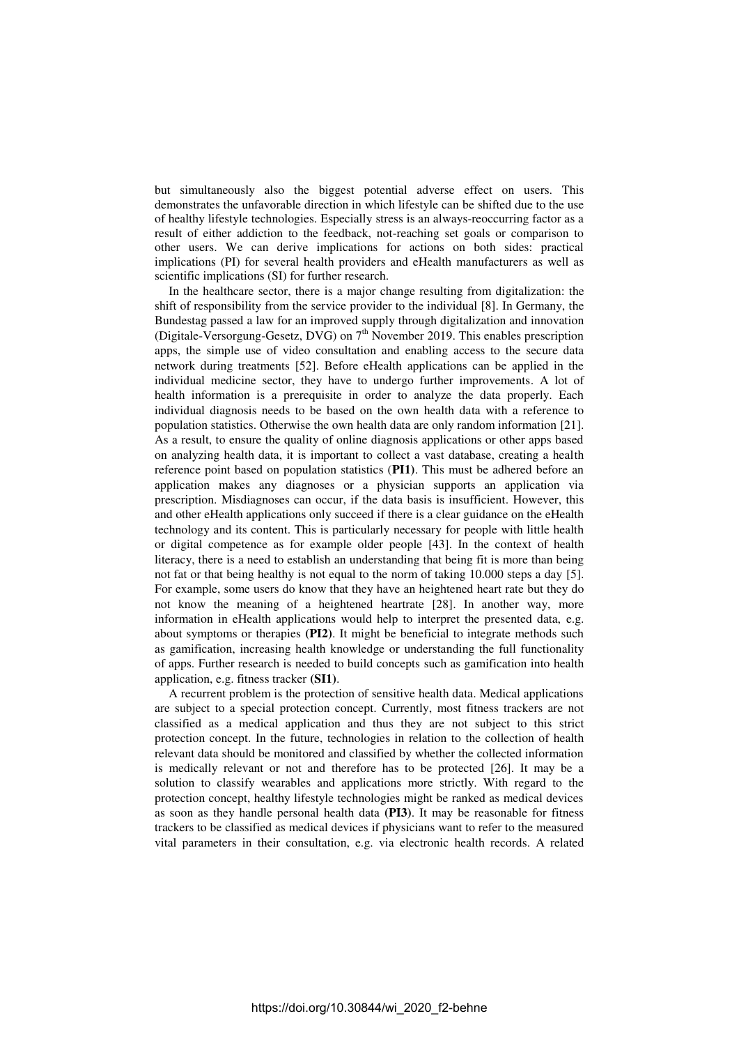but simultaneously also the biggest potential adverse effect on users. This demonstrates the unfavorable direction in which lifestyle can be shifted due to the use of healthy lifestyle technologies. Especially stress is an always-reoccurring factor as a result of either addiction to the feedback, not-reaching set goals or comparison to other users. We can derive implications for actions on both sides: practical implications (PI) for several health providers and eHealth manufacturers as well as scientific implications (SI) for further research.

In the healthcare sector, there is a major change resulting from digitalization: the shift of responsibility from the service provider to the individual [8]. In Germany, the Bundestag passed a law for an improved supply through digitalization and innovation (Digitale-Versorgung-Gesetz, DVG) on 7th November 2019. This enables prescription apps, the simple use of video consultation and enabling access to the secure data network during treatments [52]. Before eHealth applications can be applied in the individual medicine sector, they have to undergo further improvements. A lot of health information is a prerequisite in order to analyze the data properly. Each individual diagnosis needs to be based on the own health data with a reference to population statistics. Otherwise the own health data are only random information [21]. As a result, to ensure the quality of online diagnosis applications or other apps based on analyzing health data, it is important to collect a vast database, creating a health reference point based on population statistics (**PI1**). This must be adhered before an application makes any diagnoses or a physician supports an application via prescription. Misdiagnoses can occur, if the data basis is insufficient. However, this and other eHealth applications only succeed if there is a clear guidance on the eHealth technology and its content. This is particularly necessary for people with little health or digital competence as for example older people [43]. In the context of health literacy, there is a need to establish an understanding that being fit is more than being not fat or that being healthy is not equal to the norm of taking 10.000 steps a day [5]. For example, some users do know that they have an heightened heart rate but they do not know the meaning of a heightened heartrate [28]. In another way, more information in eHealth applications would help to interpret the presented data, e.g. about symptoms or therapies **(PI2)**. It might be beneficial to integrate methods such as gamification, increasing health knowledge or understanding the full functionality of apps. Further research is needed to build concepts such as gamification into health application, e.g. fitness tracker **(SI1)**.

A recurrent problem is the protection of sensitive health data. Medical applications are subject to a special protection concept. Currently, most fitness trackers are not classified as a medical application and thus they are not subject to this strict protection concept. In the future, technologies in relation to the collection of health relevant data should be monitored and classified by whether the collected information is medically relevant or not and therefore has to be protected [26]. It may be a solution to classify wearables and applications more strictly. With regard to the protection concept, healthy lifestyle technologies might be ranked as medical devices as soon as they handle personal health data **(PI3)**. It may be reasonable for fitness trackers to be classified as medical devices if physicians want to refer to the measured vital parameters in their consultation, e.g. via electronic health records. A related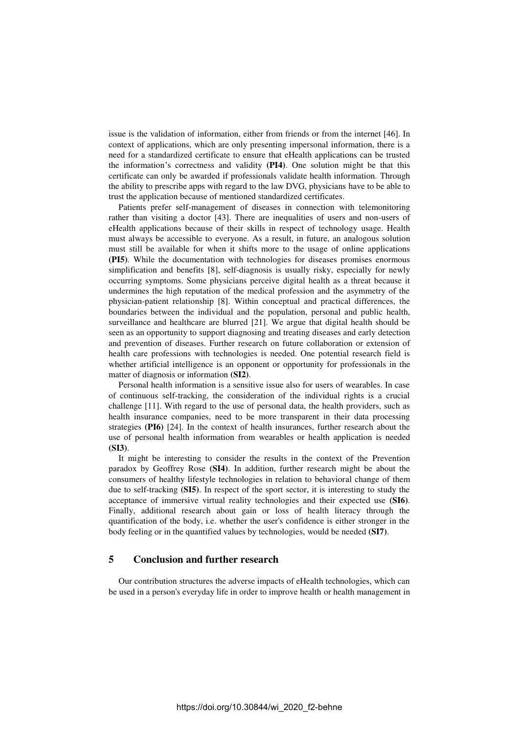issue is the validation of information, either from friends or from the internet [46]. In context of applications, which are only presenting impersonal information, there is a need for a standardized certificate to ensure that eHealth applications can be trusted the information's correctness and validity **(PI4)**. One solution might be that this certificate can only be awarded if professionals validate health information. Through the ability to prescribe apps with regard to the law DVG, physicians have to be able to trust the application because of mentioned standardized certificates.

Patients prefer self-management of diseases in connection with telemonitoring rather than visiting a doctor [43]. There are inequalities of users and non-users of eHealth applications because of their skills in respect of technology usage. Health must always be accessible to everyone. As a result, in future, an analogous solution must still be available for when it shifts more to the usage of online applications **(PI5)**. While the documentation with technologies for diseases promises enormous simplification and benefits [8], self-diagnosis is usually risky, especially for newly occurring symptoms. Some physicians perceive digital health as a threat because it undermines the high reputation of the medical profession and the asymmetry of the physician-patient relationship [8]. Within conceptual and practical differences, the boundaries between the individual and the population, personal and public health, surveillance and healthcare are blurred [21]. We argue that digital health should be seen as an opportunity to support diagnosing and treating diseases and early detection and prevention of diseases. Further research on future collaboration or extension of health care professions with technologies is needed. One potential research field is whether artificial intelligence is an opponent or opportunity for professionals in the matter of diagnosis or information **(SI2)**.

Personal health information is a sensitive issue also for users of wearables. In case of continuous self-tracking, the consideration of the individual rights is a crucial challenge [11]. With regard to the use of personal data, the health providers, such as health insurance companies, need to be more transparent in their data processing strategies **(PI6)** [24]. In the context of health insurances, further research about the use of personal health information from wearables or health application is needed **(SI3)**.

It might be interesting to consider the results in the context of the Prevention paradox by Geoffrey Rose **(SI4)**. In addition, further research might be about the consumers of healthy lifestyle technologies in relation to behavioral change of them due to self-tracking **(SI5)**. In respect of the sport sector, it is interesting to study the acceptance of immersive virtual reality technologies and their expected use **(SI6)**. Finally, additional research about gain or loss of health literacy through the quantification of the body, i.e. whether the user's confidence is either stronger in the body feeling or in the quantified values by technologies, would be needed **(SI7)**.

## 5 Conclusion and further research

Our contribution structures the adverse impacts of eHealth technologies, which can be used in a person's everyday life in order to improve health or health management in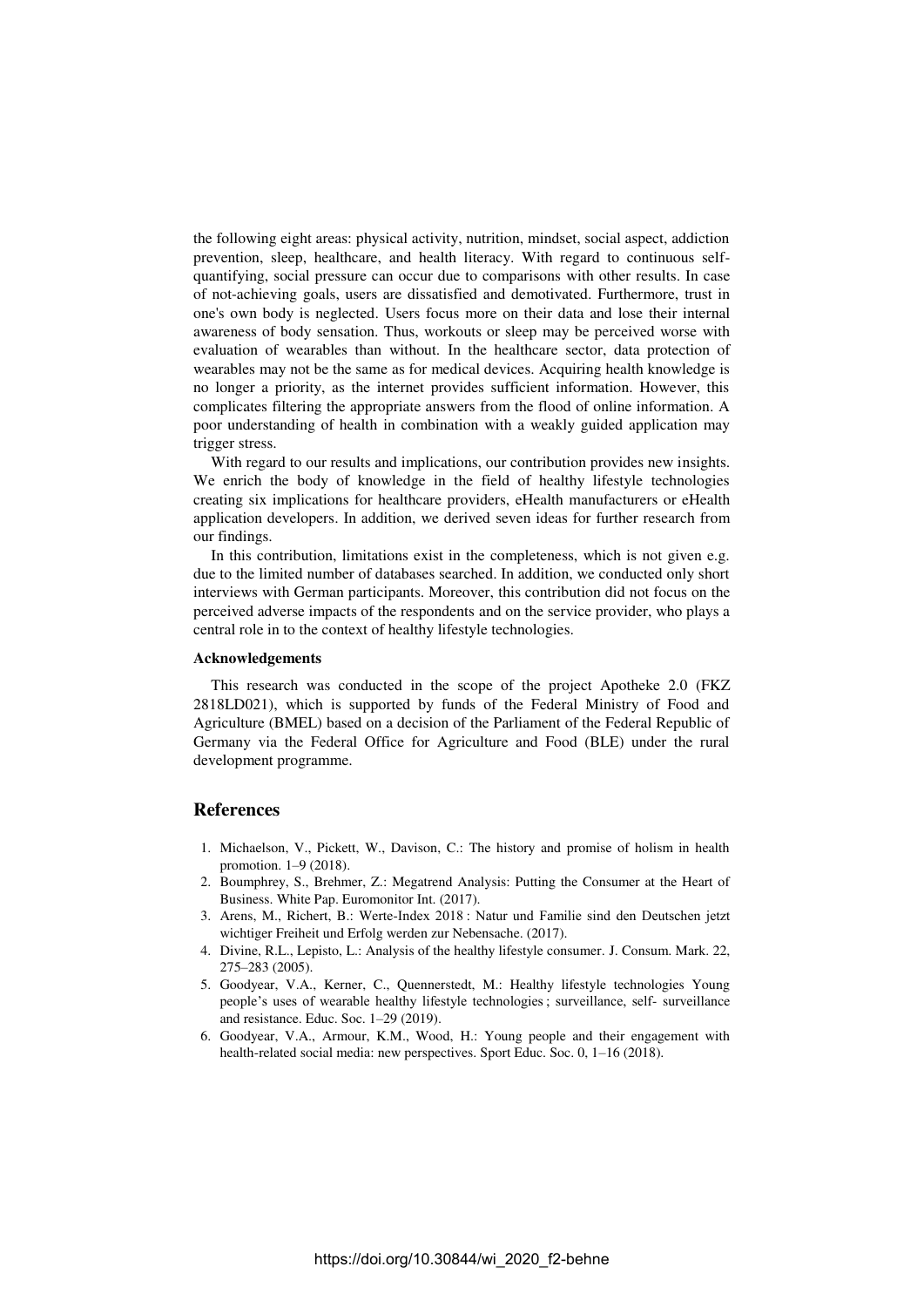the following eight areas: physical activity, nutrition, mindset, social aspect, addiction prevention, sleep, healthcare, and health literacy. With regard to continuous self-quantifying, social pressure can occur due to comparisons with other results. In case of not-achieving goals, users are dissatisfied and demotivated. Furthermore, trust in one's own body is neglected. Users focus more on their data and lose their internal awareness of body sensation. Thus, workouts or sleep may be perceived worse with evaluation of wearables than without. In the healthcare sector, data protection of wearables may not be the same as for medical devices. Acquiring health knowledge is no longer a priority, as the internet provides sufficient information. However, this complicates filtering the appropriate answers from the flood of online information. A poor understanding of health in combination with a weakly guided application may trigger stress.

With regard to our results and implications, our contribution provides new insights. We enrich the body of knowledge in the field of healthy lifestyle technologies creating six implications for healthcare providers, eHealth manufacturers or eHealth application developers. In addition, we derived seven ideas for further research from our findings.

In this contribution, limitations exist in the completeness, which is not given e.g. due to the limited number of databases searched. In addition, we conducted only short interviews with German participants. Moreover, this contribution did not focus on the perceived adverse impacts of the respondents and on the service provider, who plays a central role in to the context of healthy lifestyle technologies.

**Acknowledgements**

This research was conducted in the scope of the project Apotheke 2.0 (FKZ 2818LD021), which is supported by funds of the Federal Ministry of Food and Agriculture (BMEL) based on a decision of the Parliament of the Federal Republic of Germany via the Federal Office for Agriculture and Food (BLE) under the rural development programme.

## References

1. Michaelson, V., Pickett, W., Davison, C.: The history and promise of holism in health promotion. 1–9 (2018).
2. Boumphrey, S., Brehmer, Z.: Megatrend Analysis: Putting the Consumer at the Heart of Business. White Pap. Euromonitor Int. (2017).
3. Arens, M., Richert, B.: Werte-Index 2018 : Natur und Familie sind den Deutschen jetzt wichtiger Freiheit und Erfolg werden zur Nebensache. (2017).
4. Divine, R.L., Lepisto, L.: Analysis of the healthy lifestyle consumer. J. Consum. Mark. 22, 275–283 (2005).
5. Goodyear, V.A., Kerner, C., Quennerstedt, M.: Healthy lifestyle technologies Young people's uses of wearable healthy lifestyle technologies ; surveillance, self- surveillance and resistance. Educ. Soc. 1–29 (2019).
6. Goodyear, V.A., Armour, K.M., Wood, H.: Young people and their engagement with health-related social media: new perspectives. Sport Educ. Soc. 0, 1–16 (2018).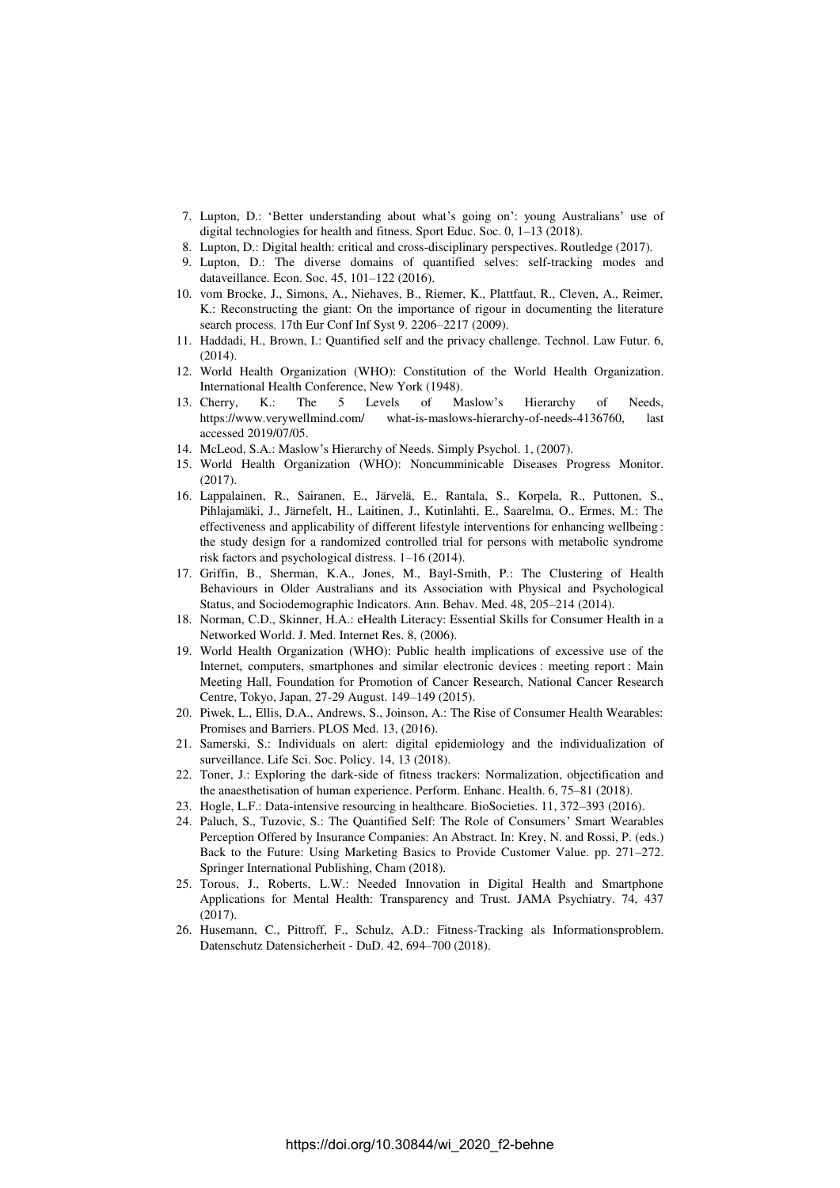7. Lupton, D.: 'Better understanding about what's going on': young Australians' use of digital technologies for health and fitness. Sport Educ. Soc. 0, 1–13 (2018).
8. Lupton, D.: Digital health: critical and cross-disciplinary perspectives. Routledge (2017).
9. Lupton, D.: The diverse domains of quantified selves: self-tracking modes and dataveillance. Econ. Soc. 45, 101–122 (2016).
10. vom Brocke, J., Simons, A., Niehaves, B., Riemer, K., Plattfaut, R., Cleven, A., Reimer, K.: Reconstructing the giant: On the importance of rigour in documenting the literature search process. 17th Eur Conf Inf Syst 9. 2206–2217 (2009).
11. Haddadi, H., Brown, I.: Quantified self and the privacy challenge. Technol. Law Futur. 6, (2014).
12. World Health Organization (WHO): Constitution of the World Health Organization. International Health Conference, New York (1948).
13. Cherry, K.: The 5 Levels of Maslow's Hierarchy of Needs, https://www.verywellmind.com/ what-is-maslows-hierarchy-of-needs-4136760, last accessed 2019/07/05.
14. McLeod, S.A.: Maslow's Hierarchy of Needs. Simply Psychol. 1, (2007).
15. World Health Organization (WHO): Noncumminicable Diseases Progress Monitor. (2017).
16. Lappalainen, R., Sairanen, E., Järvelä, E., Rantala, S., Korpela, R., Puttonen, S., Pihlajamäki, J., Järnefelt, H., Laitinen, J., Kutinlahti, E., Saarelma, O., Ermes, M.: The effectiveness and applicability of different lifestyle interventions for enhancing wellbeing : the study design for a randomized controlled trial for persons with metabolic syndrome risk factors and psychological distress. 1–16 (2014).
17. Griffin, B., Sherman, K.A., Jones, M., Bayl-Smith, P.: The Clustering of Health Behaviours in Older Australians and its Association with Physical and Psychological Status, and Sociodemographic Indicators. Ann. Behav. Med. 48, 205–214 (2014).
18. Norman, C.D., Skinner, H.A.: eHealth Literacy: Essential Skills for Consumer Health in a Networked World. J. Med. Internet Res. 8, (2006).
19. World Health Organization (WHO): Public health implications of excessive use of the Internet, computers, smartphones and similar electronic devices : meeting report : Main Meeting Hall, Foundation for Promotion of Cancer Research, National Cancer Research Centre, Tokyo, Japan, 27-29 August. 149–149 (2015).
20. Piwek, L., Ellis, D.A., Andrews, S., Joinson, A.: The Rise of Consumer Health Wearables: Promises and Barriers. PLOS Med. 13, (2016).
21. Samerski, S.: Individuals on alert: digital epidemiology and the individualization of surveillance. Life Sci. Soc. Policy. 14, 13 (2018).
22. Toner, J.: Exploring the dark-side of fitness trackers: Normalization, objectification and the anaesthetisation of human experience. Perform. Enhanc. Health. 6, 75–81 (2018).
23. Hogle, L.F.: Data-intensive resourcing in healthcare. BioSocieties. 11, 372–393 (2016).
24. Paluch, S., Tuzovic, S.: The Quantified Self: The Role of Consumers' Smart Wearables Perception Offered by Insurance Companies: An Abstract. In: Krey, N. and Rossi, P. (eds.) Back to the Future: Using Marketing Basics to Provide Customer Value. pp. 271–272. Springer International Publishing, Cham (2018).
25. Torous, J., Roberts, L.W.: Needed Innovation in Digital Health and Smartphone Applications for Mental Health: Transparency and Trust. JAMA Psychiatry. 74, 437 (2017).
26. Husemann, C., Pittroff, F., Schulz, A.D.: Fitness-Tracking als Informationsproblem. Datenschutz Datensicherheit - DuD. 42, 694–700 (2018).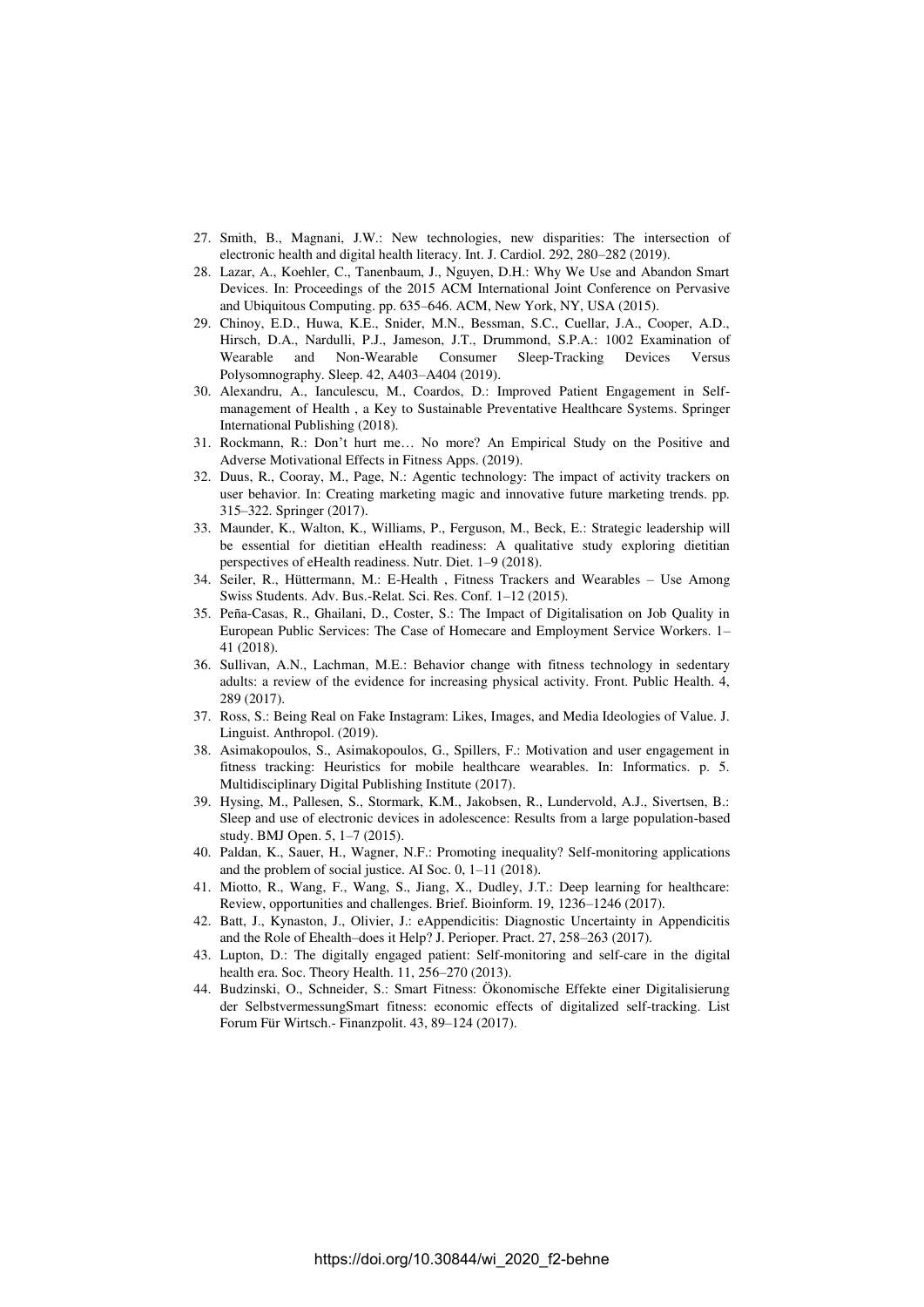27. Smith, B., Magnani, J.W.: New technologies, new disparities: The intersection of electronic health and digital health literacy. Int. J. Cardiol. 292, 280–282 (2019).
28. Lazar, A., Koehler, C., Tanenbaum, J., Nguyen, D.H.: Why We Use and Abandon Smart Devices. In: Proceedings of the 2015 ACM International Joint Conference on Pervasive and Ubiquitous Computing. pp. 635–646. ACM, New York, NY, USA (2015).
29. Chinoy, E.D., Huwa, K.E., Snider, M.N., Bessman, S.C., Cuellar, J.A., Cooper, A.D., Hirsch, D.A., Nardulli, P.J., Jameson, J.T., Drummond, S.P.A.: 1002 Examination of Wearable and Non-Wearable Consumer Sleep-Tracking Devices Versus Polysomnography. Sleep. 42, A403–A404 (2019).
30. Alexandru, A., Ianculescu, M., Coardos, D.: Improved Patient Engagement in Self-management of Health , a Key to Sustainable Preventative Healthcare Systems. Springer International Publishing (2018).
31. Rockmann, R.: Don't hurt me… No more? An Empirical Study on the Positive and Adverse Motivational Effects in Fitness Apps. (2019).
32. Duus, R., Cooray, M., Page, N.: Agentic technology: The impact of activity trackers on user behavior. In: Creating marketing magic and innovative future marketing trends. pp. 315–322. Springer (2017).
33. Maunder, K., Walton, K., Williams, P., Ferguson, M., Beck, E.: Strategic leadership will be essential for dietitian eHealth readiness: A qualitative study exploring dietitian perspectives of eHealth readiness. Nutr. Diet. 1–9 (2018).
34. Seiler, R., Hüttermann, M.: E-Health , Fitness Trackers and Wearables – Use Among Swiss Students. Adv. Bus.-Relat. Sci. Res. Conf. 1–12 (2015).
35. Peña-Casas, R., Ghailani, D., Coster, S.: The Impact of Digitalisation on Job Quality in European Public Services: The Case of Homecare and Employment Service Workers. 1–41 (2018).
36. Sullivan, A.N., Lachman, M.E.: Behavior change with fitness technology in sedentary adults: a review of the evidence for increasing physical activity. Front. Public Health. 4, 289 (2017).
37. Ross, S.: Being Real on Fake Instagram: Likes, Images, and Media Ideologies of Value. J. Linguist. Anthropol. (2019).
38. Asimakopoulos, S., Asimakopoulos, G., Spillers, F.: Motivation and user engagement in fitness tracking: Heuristics for mobile healthcare wearables. In: Informatics. p. 5. Multidisciplinary Digital Publishing Institute (2017).
39. Hysing, M., Pallesen, S., Stormark, K.M., Jakobsen, R., Lundervold, A.J., Sivertsen, B.: Sleep and use of electronic devices in adolescence: Results from a large population-based study. BMJ Open. 5, 1–7 (2015).
40. Paldan, K., Sauer, H., Wagner, N.F.: Promoting inequality? Self-monitoring applications and the problem of social justice. AI Soc. 0, 1–11 (2018).
41. Miotto, R., Wang, F., Wang, S., Jiang, X., Dudley, J.T.: Deep learning for healthcare: Review, opportunities and challenges. Brief. Bioinform. 19, 1236–1246 (2017).
42. Batt, J., Kynaston, J., Olivier, J.: eAppendicitis: Diagnostic Uncertainty in Appendicitis and the Role of Ehealth–does it Help? J. Perioper. Pract. 27, 258–263 (2017).
43. Lupton, D.: The digitally engaged patient: Self-monitoring and self-care in the digital health era. Soc. Theory Health. 11, 256–270 (2013).
44. Budzinski, O., Schneider, S.: Smart Fitness: Ökonomische Effekte einer Digitalisierung der SelbstvermessungSmart fitness: economic effects of digitalized self-tracking. List Forum Für Wirtsch.- Finanzpolit. 43, 89–124 (2017).

https://doi.org/10.30844/wi_2020_f2-behne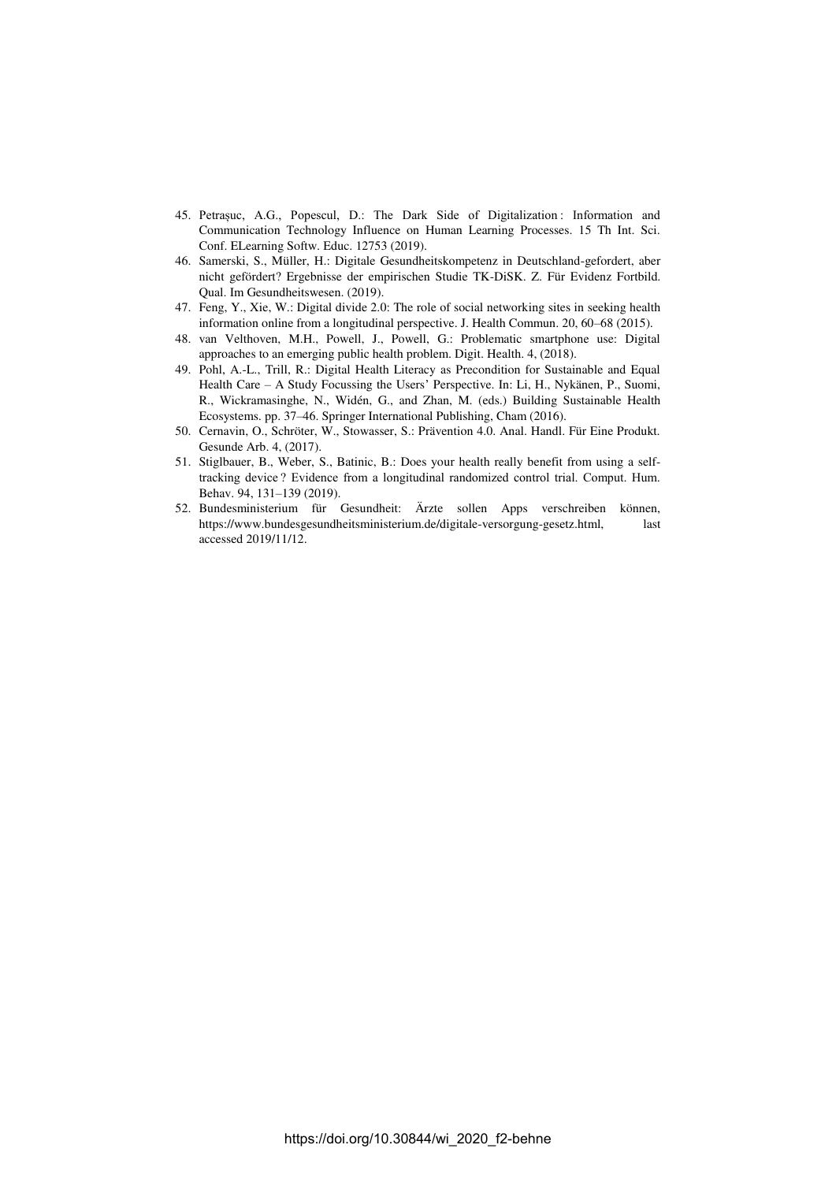45. Petrașuc, A.G., Popescul, D.: The Dark Side of Digitalization : Information and Communication Technology Influence on Human Learning Processes. 15 Th Int. Sci. Conf. ELearning Softw. Educ. 12753 (2019).
46. Samerski, S., Müller, H.: Digitale Gesundheitskompetenz in Deutschland-gefordert, aber nicht gefördert? Ergebnisse der empirischen Studie TK-DiSK. Z. Für Evidenz Fortbild. Qual. Im Gesundheitswesen. (2019).
47. Feng, Y., Xie, W.: Digital divide 2.0: The role of social networking sites in seeking health information online from a longitudinal perspective. J. Health Commun. 20, 60–68 (2015).
48. van Velthoven, M.H., Powell, J., Powell, G.: Problematic smartphone use: Digital approaches to an emerging public health problem. Digit. Health. 4, (2018).
49. Pohl, A.-L., Trill, R.: Digital Health Literacy as Precondition for Sustainable and Equal Health Care – A Study Focussing the Users' Perspective. In: Li, H., Nykänen, P., Suomi, R., Wickramasinghe, N., Widén, G., and Zhan, M. (eds.) Building Sustainable Health Ecosystems. pp. 37–46. Springer International Publishing, Cham (2016).
50. Cernavin, O., Schröter, W., Stowasser, S.: Prävention 4.0. Anal. Handl. Für Eine Produkt. Gesunde Arb. 4, (2017).
51. Stiglbauer, B., Weber, S., Batinic, B.: Does your health really benefit from using a self-tracking device ? Evidence from a longitudinal randomized control trial. Comput. Hum. Behav. 94, 131–139 (2019).
52. Bundesministerium für Gesundheit: Ärzte sollen Apps verschreiben können, https://www.bundesgesundheitsministerium.de/digitale-versorgung-gesetz.html, last accessed 2019/11/12.

https://doi.org/10.30844/wi_2020_f2-behne